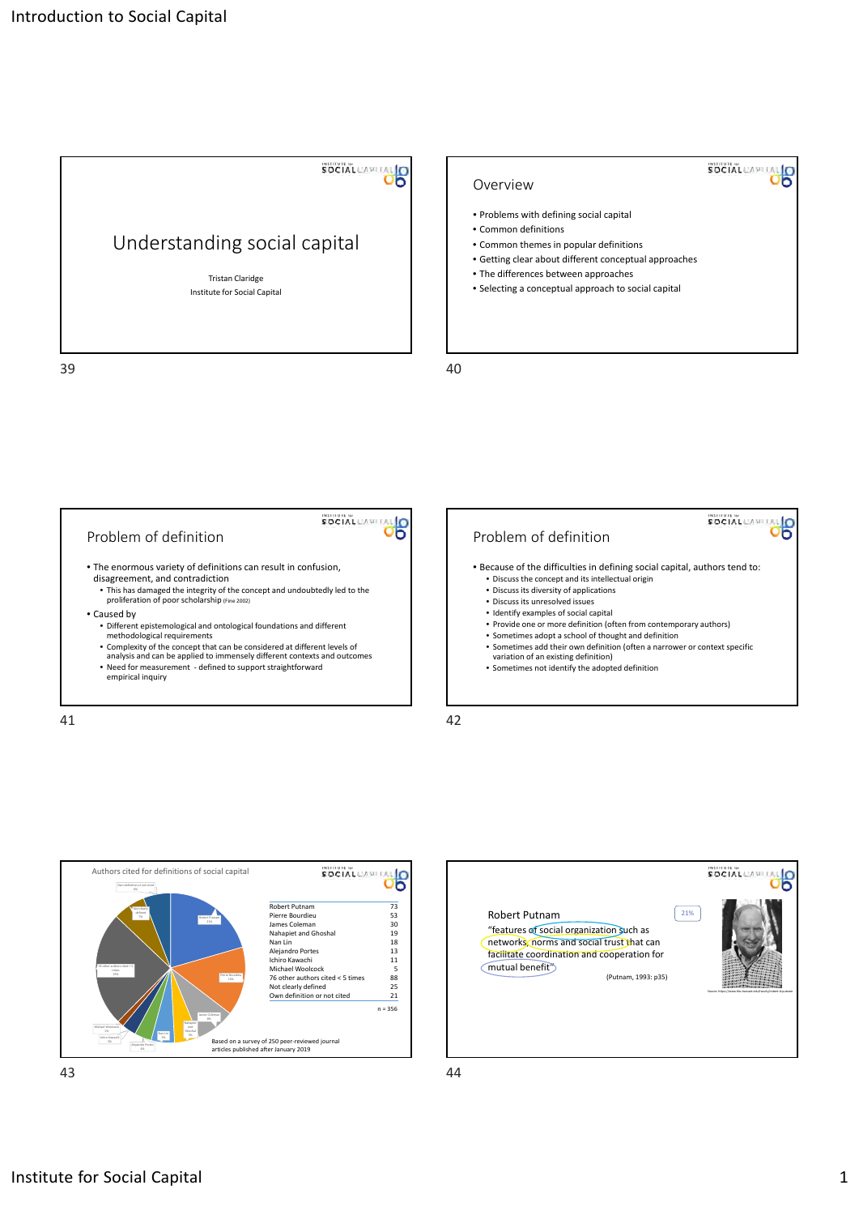## Understanding social capital

Tristan Claridge

Institute for Social Capital

## Overview

- Problems with defining social capital
- Common definitions
- Common themes in popular definitions
- Getting clear about different conceptual approaches
- The differences between approaches
- Selecting a conceptual approach to social capital

## Problem of definition

- The enormous variety of definitions can result in confusion, disagreement, and contradiction
  - This has damaged the integrity of the concept and undoubtedly led to the proliferation of poor scholarship (Fine 2002)
- Caused by
  - Different epistemological and ontological foundations and different methodological requirements
  - Complexity of the concept that can be considered at different levels of analysis and can be applied to immensely different contexts and outcomes
  - Need for measurement - defined to support straightforward empirical inquiry

## Problem of definition

- Because of the difficulties in defining social capital, authors tend to:
  - Discuss the concept and its intellectual origin
  - Discuss its diversity of applications
  - Discuss its unresolved issues
  - Identify examples of social capital
  - Provide one or more definition (often from contemporary authors)
  - Sometimes adopt a school of thought and definition
  - Sometimes add their own definition (often a narrower or context specific variation of an existing definition)
  - Sometimes not identify the adopted definition

## Authors cited for definitions of social capital

| Author | Count |
|---|---|
| Robert Putnam | 73 |
| Pierre Bourdieu | 53 |
| James Coleman | 30 |
| Nahapiet and Ghoshal | 19 |
| Nan Lin | 18 |
| Alejandro Portes | 13 |
| Ichiro Kawachi | 11 |
| Michael Woolcock | 5 |
| 76 other authors cited < 5 times | 88 |
| Not clearly defined | 25 |
| Own definition or not cited | 21 |

n = 356

Based on a survey of 250 peer-reviewed journal articles published after January 2019

## Robert Putnam

21%

"features of social organization such as networks, norms and social trust that can facilitate coordination and cooperation for mutual benefit"

(Putnam, 1993: p35)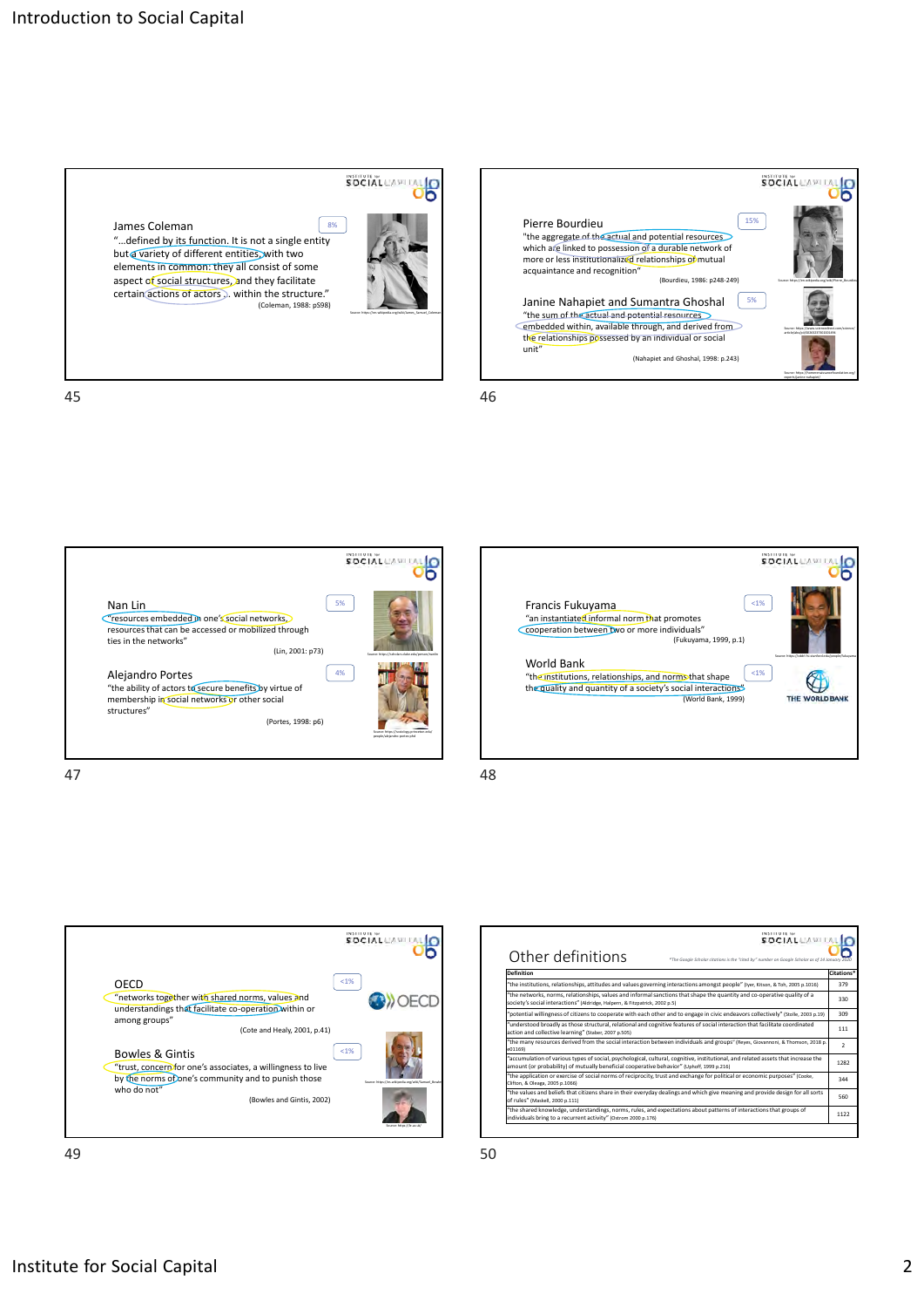## James Coleman

8%

"...defined by its function. It is not a single entity but a variety of different entities, with two elements in common: they all consist of some aspect of social structures, and they facilitate certain actions of actors ... within the structure."

(Coleman, 1988: pS98)

Source: https://en.wikipedia.org/wiki/James_Samuel_Coleman

## Pierre Bourdieu

15%

"the aggregate of the actual and potential resources which are linked to possession of a durable network of more or less institutionalized relationships of mutual acquaintance and recognition"

(Bourdieu, 1986: p248-249)

## Janine Nahapiet and Sumantra Ghoshal

5%

"the sum of the actual and potential resources embedded within, available through, and derived from the relationships possessed by an individual or social unit"

(Nahapiet and Ghoshal, 1998: p.243)

## Nan Lin

5%

"resources embedded in one's social networks, resources that can be accessed or mobilized through ties in the networks"

(Lin, 2001: p73)

## Alejandro Portes

4%

"the ability of actors to secure benefits by virtue of membership in social networks or other social structures"

(Portes, 1998: p6)

## Francis Fukuyama

<1%

"an instantiated informal norm that promotes cooperation between two or more individuals"

(Fukuyama, 1999, p.1)

## World Bank

<1%

"the institutions, relationships, and norms that shape the quality and quantity of a society's social interactions"

(World Bank, 1999)

## OECD

<1%

"networks together with shared norms, values and understandings that facilitate co-operation within or among groups"

(Cote and Healy, 2001, p.41)

## Bowles & Gintis

<1%

"trust, concern for one's associates, a willingness to live by the norms of one's community and to punish those who do not"

(Bowles and Gintis, 2002)

## Other definitions

*The Google Scholar citations is the "cited by" number on Google Scholar as of 14 January 2020

| Definition | Citations* |
|---|---|
| "the institutions, relationships, attitudes and values governing interactions amongst people" (Iyer, Kitson, & Toh, 2005 p.1016) | 379 |
| "the networks, norms, relationships, values and informal sanctions that shape the quantity and co-operative quality of a society's social interactions" (Aldridge, Halpern, & Fitzpatrick, 2002 p.5) | 330 |
| "potential willingness of citizens to cooperate with each other and to engage in civic endeavors collectively" (Stolle, 2003 p.19) | 309 |
| "understood broadly as those structural, relational and cognitive features of social interaction that facilitate coordinated action and collective learning" (Staber, 2007 p.505) | 111 |
| "the many resources derived from the social interaction between individuals and groups" (Reyes, Giovannoni, & Thomson, 2018 p.e01169) | 2 |
| "accumulation of various types of social, psychological, cultural, cognitive, institutional, and related assets that increase the amount (or probability) of mutually beneficial cooperative behavior" (Uphoff, 1999 p.216) | 1282 |
| "the application or exercise of social norms of reciprocity, trust and exchange for political or economic purposes" (Cooke, Clifton, & Oleaga, 2005 p.1066) | 344 |
| "the values and beliefs that citizens share in their everyday dealings and which give meaning and provide design for all sorts of rules" (Maskell, 2000 p.111) | 560 |
| "the shared knowledge, understandings, norms, rules, and expectations about patterns of interactions that groups of individuals bring to a recurrent activity" (Ostrom 2000 p.176) | 1122 |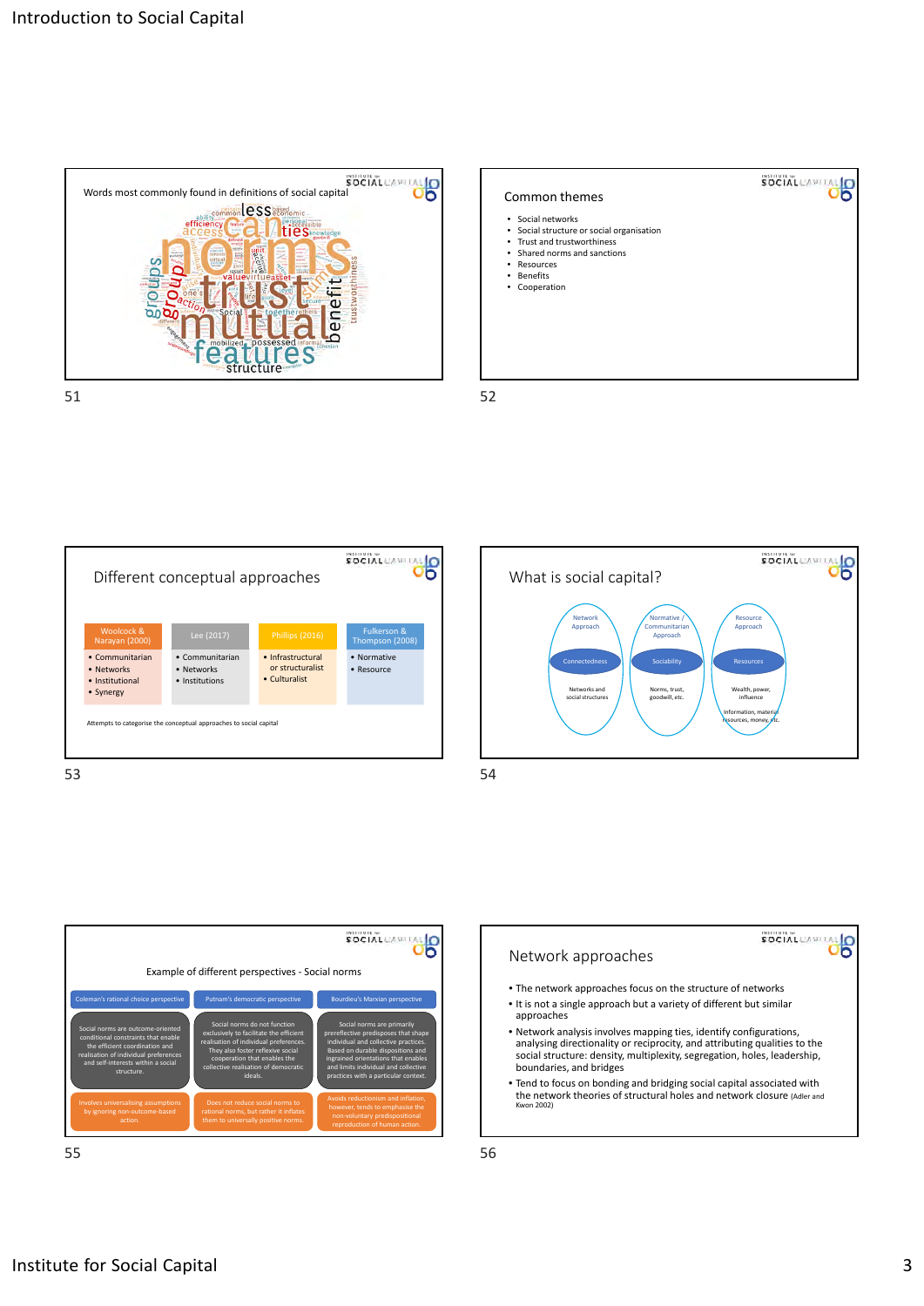## Words most commonly found in definitions of social capital

norms, trust, mutual, features, groups, group, benefit, trustworthiness, structure, ties, can, less, common, economic, efficiency, access, ability, value, virtue, asset, action, social, together, mobilized, possessed, informal, knowledge, personal, accessible, unit, secure, one's, level, differentiated, sum, cohesion

## Common themes

- Social networks
- Social structure or social organisation
- Trust and trustworthiness
- Shared norms and sanctions
- Resources
- Benefits
- Cooperation

## Different conceptual approaches

| Woolcock & Narayan (2000) | Lee (2017) | Phillips (2016) | Fulkerson & Thompson (2008) |
|---|---|---|---|
| • Communitarian<br>• Networks<br>• Institutional<br>• Synergy | • Communitarian<br>• Networks<br>• Institutions | • Infrastructural or structuralist<br>• Culturalist | • Normative<br>• Resource |

Attempts to categorise the conceptual approaches to social capital

## What is social capital?

| Network Approach | Normative / Communitarian Approach | Resource Approach |
|---|---|---|
| Connectedness | Sociability | Resources |
| Networks and social structures | Norms, trust, goodwill, etc. | Wealth, power, influence<br>Information, material resources, money, etc. |

## Example of different perspectives - Social norms

| Coleman's rational choice perspective | Putnam's democratic perspective | Bourdieu's Marxian perspective |
|---|---|---|
| Social norms are outcome-oriented conditional constraints that enable the efficient coordination and realisation of individual preferences and self-interests within a social structure. | Social norms do not function exclusively to facilitate the efficient realisation of individual preferences. They also foster reflexive social cooperation that enables the collective realisation of democratic ideals. | Social norms are primarily prereflective predisposes that shape individual and collective practices. Based on durable dispositions and ingrained orientations that enables and limits individual and collective practices with a particular context. |
| Involves universalising assumptions by ignoring non-outcome-based action. | Does not reduce social norms to rational norms, but rather it inflates them to universally positive norms. | Avoids reductionism and inflation, however, tends to emphasise the non-voluntary predispositional reproduction of human action. |

## Network approaches

- The network approaches focus on the structure of networks
- It is not a single approach but a variety of different but similar approaches
- Network analysis involves mapping ties, identify configurations, analysing directionality or reciprocity, and attributing qualities to the social structure: density, multiplexity, segregation, holes, leadership, boundaries, and bridges
- Tend to focus on bonding and bridging social capital associated with the network theories of structural holes and network closure (Adler and Kwon 2002)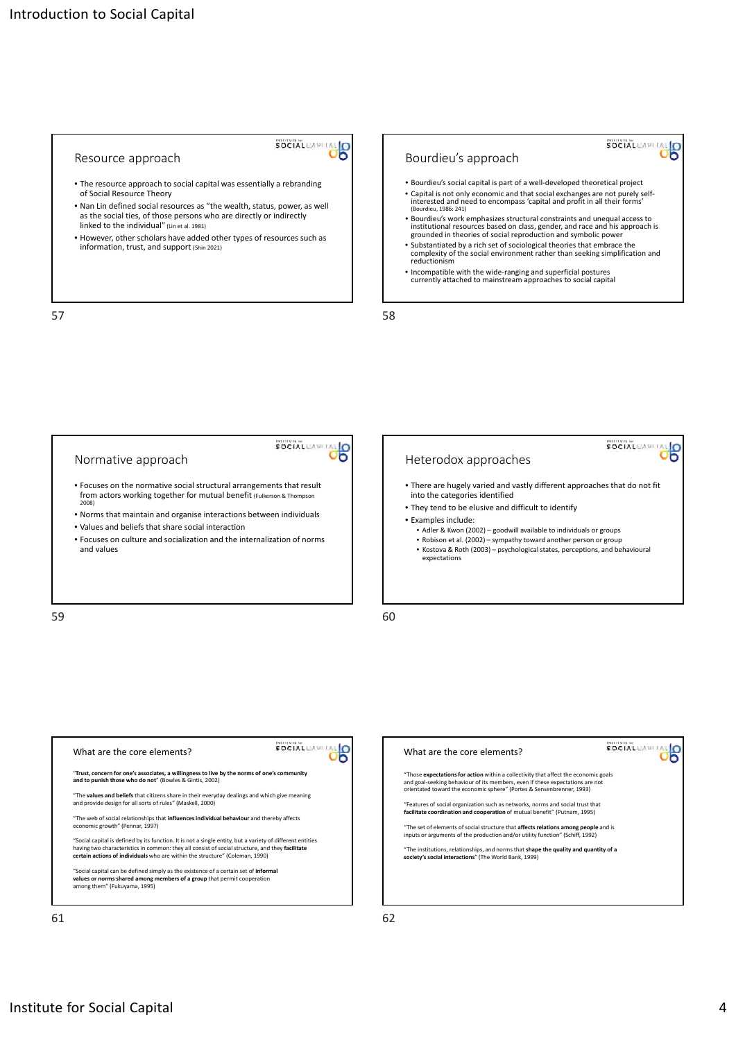## Resource approach

- The resource approach to social capital was essentially a rebranding of Social Resource Theory
- Nan Lin defined social resources as "the wealth, status, power, as well as the social ties, of those persons who are directly or indirectly linked to the individual" (Lin et al. 1981)
- However, other scholars have added other types of resources such as information, trust, and support (Shin 2021)

## Bourdieu's approach

- Bourdieu's social capital is part of a well-developed theoretical project
- Capital is not only economic and that social exchanges are not purely self-interested and need to encompass 'capital and profit in all their forms' (Bourdieu, 1986: 241)
- Bourdieu's work emphasizes structural constraints and unequal access to institutional resources based on class, gender, and race and his approach is grounded in theories of social reproduction and symbolic power
- Substantiated by a rich set of sociological theories that embrace the complexity of the social environment rather than seeking simplification and reductionism
- Incompatible with the wide-ranging and superficial postures currently attached to mainstream approaches to social capital

## Normative approach

- Focuses on the normative social structural arrangements that result from actors working together for mutual benefit (Fulkerson & Thompson 2008)
- Norms that maintain and organise interactions between individuals
- Values and beliefs that share social interaction
- Focuses on culture and socialization and the internalization of norms and values

## Heterodox approaches

- There are hugely varied and vastly different approaches that do not fit into the categories identified
- They tend to be elusive and difficult to identify
- Examples include:
  - Adler & Kwon (2002) – goodwill available to individuals or groups
  - Robison et al. (2002) – sympathy toward another person or group
  - Kostova & Roth (2003) – psychological states, perceptions, and behavioural expectations

## What are the core elements?

"**Trust, concern for one's associates, a willingness to live by the norms of one's community and to punish those who do not**" (Bowles & Gintis, 2002)

"The **values and beliefs** that citizens share in their everyday dealings and which give meaning and provide design for all sorts of rules" (Maskell, 2000)

"The web of social relationships that **influences individual behaviour** and thereby affects economic growth" (Pennar, 1997)

"Social capital is defined by its function. It is not a single entity, but a variety of different entities having two characteristics in common: they all consist of social structure, and they **facilitate certain actions of individuals** who are within the structure" (Coleman, 1990)

"Social capital can be defined simply as the existence of a certain set of **informal values or norms shared among members of a group** that permit cooperation among them" (Fukuyama, 1995)

## What are the core elements?

"Those **expectations for action** within a collectivity that affect the economic goals and goal-seeking behaviour of its members, even if these expectations are not orientated toward the economic sphere" (Portes & Sensenbrenner, 1993)

"Features of social organization such as networks, norms and social trust that **facilitate coordination and cooperation** of mutual benefit" (Putnam, 1995)

"The set of elements of social structure that **affects relations among people** and is inputs or arguments of the production and/or utility function" (Schiff, 1992)

"The institutions, relationships, and norms that **shape the quality and quantity of a society's social interactions**" (The World Bank, 1999)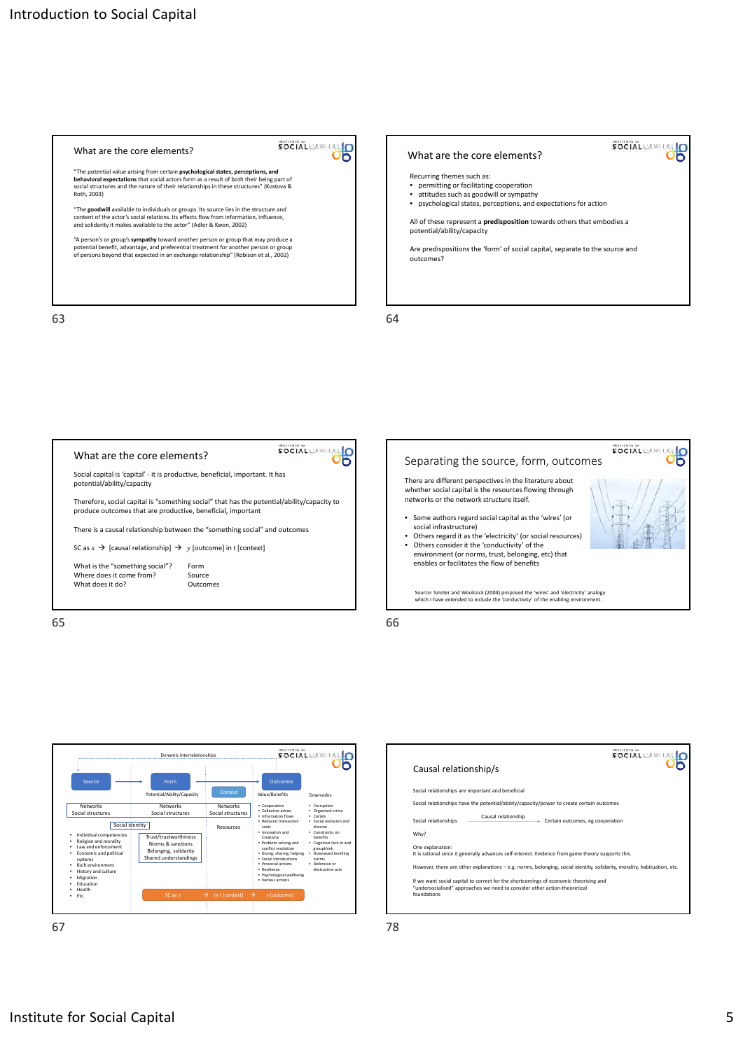## Slide 63

### What are the core elements?

"The potential value arising from certain **psychological states, perceptions, and behavioral expectations** that social actors form as a result of both their being part of social structures and the nature of their relationships in these structures" (Kostova & Roth, 2003)

"The **goodwill** available to individuals or groups. Its source lies in the structure and content of the actor's social relations. Its effects flow from information, influence, and solidarity it makes available to the actor" (Adler & Kwon, 2002)

"A person's or group's **sympathy** toward another person or group that may produce a potential benefit, advantage, and preferential treatment for another person or group of persons beyond that expected in an exchange relationship" (Robison et al., 2002)

## Slide 64

### What are the core elements?

Recurring themes such as:

- permitting or facilitating cooperation
- attitudes such as goodwill or sympathy
- psychological states, perceptions, and expectations for action

All of these represent a **predisposition** towards others that embodies a potential/ability/capacity

Are predispositions the 'form' of social capital, separate to the source and outcomes?

## Slide 65

### What are the core elements?

Social capital is 'capital' - it is productive, beneficial, important. It has potential/ability/capacity

Therefore, social capital is "something social" that has the potential/ability/capacity to produce outcomes that are productive, beneficial, important

There is a causal relationship between the "something social" and outcomes

SC as $x$ → [causal relationship] → $y$ [outcome] in t [context]

| | |
|---|---|
| What is the "something social"? | Form |
| Where does it come from? | Source |
| What does it do? | Outcomes |

## Slide 66

### Separating the source, form, outcomes

There are different perspectives in the literature about whether social capital is the resources flowing through networks or the network structure itself.

- Some authors regard social capital as the 'wires' (or social infrastructure)
- Others regard it as the 'electricity' (or social resources)
- Others consider it the 'conductivity' of the environment (or norms, trust, belonging, etc) that enables or facilitates the flow of benefits

Source: Szreter and Woolcock (2004) proposed the 'wires' and 'electricity' analogy which I have extended to include the 'conductivity' of the enabling environment.

## Slide 67

Dynamic interrelationships

Source → Form → Outcomes

Context

| Source | Form (Potential/Ability/Capacity) | Context | Outcomes (Value/Benefits) | Downsides |
|---|---|---|---|---|
| Networks, Social structures | Networks, Social structures | Networks, Social structures | Cooperation; Collective action; Information flows; Reduced transaction costs; Innovation and Creativity; Problem-solving and conflict resolution; Giving, sharing, helping; Social introductions; Prosocial actions; Resilience; Psychological wellbeing; Various actions | Corruption; Organised crime; Cartels; Social exclusion and division; Constraints on benefits; Cognitive lock-in and groupthink; Downward levelling norms; Defensive or destructive acts |
| Social identity; Individual competencies; Religion and morality; Law and enforcement; Economic and political systems; Built environment; History and culture; Migration; Education; Health; Etc. | Trust/trustworthiness; Norms & sanctions; Belonging, solidarity; Shared understandings | Resources | | |

SC as $x$ → in t [context] → $y$ [outcome]

## Slide 78

### Causal relationship/s

Social relationships are important and beneficial

Social relationships have the potential/ability/capacity/power to create certain outcomes

Social relationships —Causal relationship→ Certain outcomes, eg cooperation

Why?

One explanation:
It is rational since it generally advances self-interest. Evidence from game theory supports this.

However, there are other explanations – e.g. norms, belonging, social identity, solidarity, morality, habituation, etc.

If we want social capital to correct for the shortcomings of economic theorising and "undersocialised" approaches we need to consider other action-theoretical foundations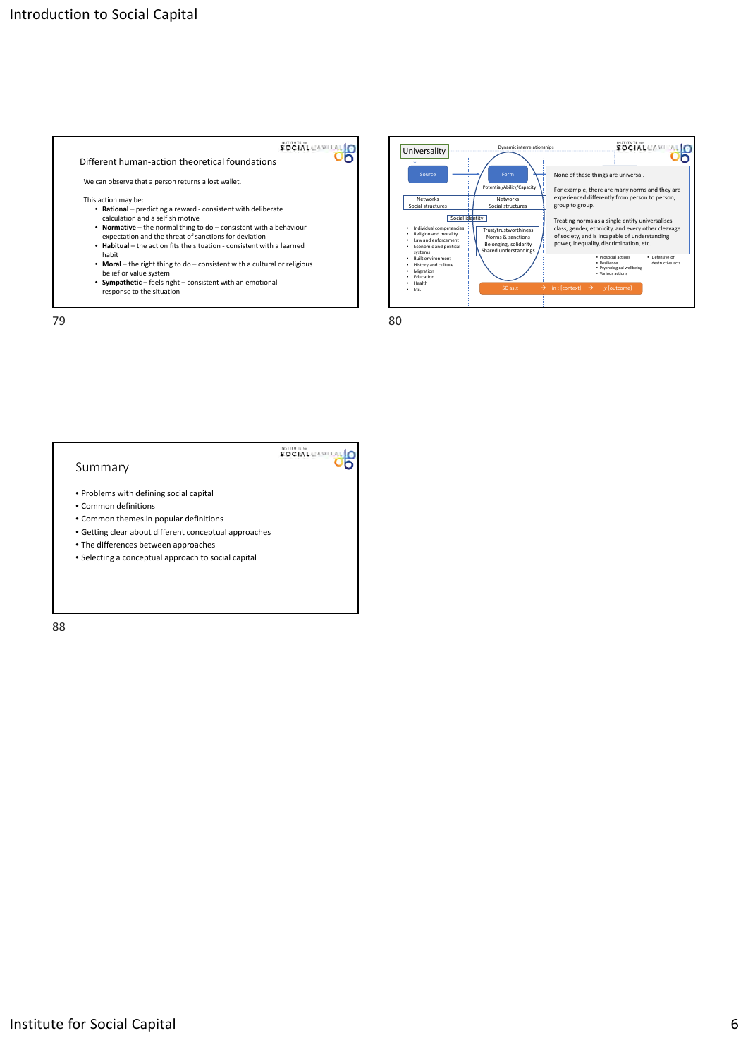## Different human-action theoretical foundations

We can observe that a person returns a lost wallet.

This action may be:

- **Rational** – predicting a reward - consistent with deliberate calculation and a selfish motive
- **Normative** – the normal thing to do – consistent with a behaviour expectation and the threat of sanctions for deviation
- **Habitual** – the action fits the situation - consistent with a learned habit
- **Moral** – the right thing to do – consistent with a cultural or religious belief or value system
- **Sympathetic** – feels right – consistent with an emotional response to the situation

## Universality

Dynamic interrelationships

Source

Form

Potential/Ability/Capacity

Networks
Social structures

Networks
Social structures

Social identity

- Individual competencies
- Religion and morality
- Law and enforcement
- Economic and political systems
- Built environment
- History and culture
- Migration
- Education
- Health
- Etc.

Trust/trustworthiness
Norms & sanctions
Belonging, solidarity
Shared understandings

None of these things are universal.

For example, there are many norms and they are experienced differently from person to person, group to group.

Treating norms as a single entity universalises class, gender, ethnicity, and every other cleavage of society, and is incapable of understanding power, inequality, discrimination, etc.

- Prosocial actions
- Resilience
- Psychological wellbeing
- Various actions

- Defensive or destructive acts

SC as x → in z (context) → y (outcome)

## Summary

- Problems with defining social capital
- Common definitions
- Common themes in popular definitions
- Getting clear about different conceptual approaches
- The differences between approaches
- Selecting a conceptual approach to social capital